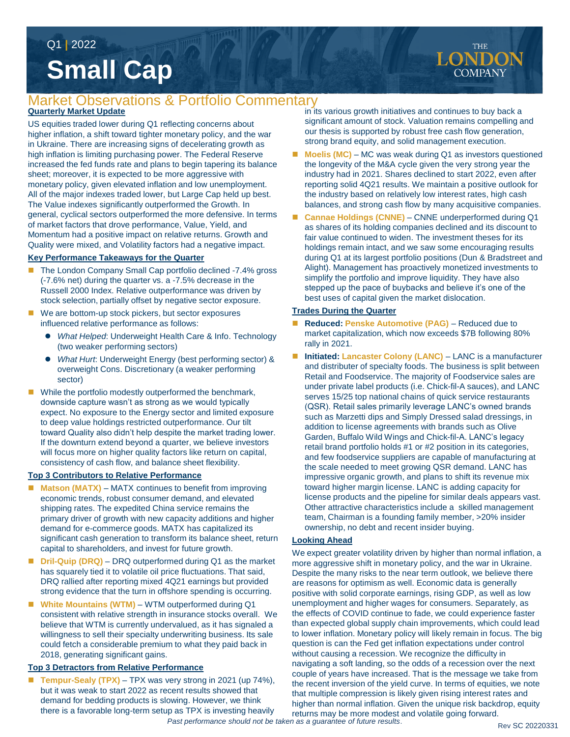Q1 | 2022

# Small Cap

THE LONDON COMPANY

## Market Observations & Portfolio Commentary

### Quarterly Market Update

US equities traded lower during Q1 reflecting concerns about higher inflation, a shift toward tighter monetary policy, and the war in Ukraine. There are increasing signs of decelerating growth as high inflation is limiting purchasing power. The Federal Reserve increased the fed funds rate and plans to begin tapering its balance sheet; moreover, it is expected to be more aggressive with monetary policy, given elevated inflation and low unemployment. All of the major indexes traded lower, but Large Cap held up best. The Value indexes significantly outperformed the Growth. In general, cyclical sectors outperformed the more defensive. In terms of market factors that drove performance, Value, Yield, and Momentum had a positive impact on relative returns. Growth and Quality were mixed, and Volatility factors had a negative impact.

### Key Performance Takeaways for the Quarter

- The London Company Small Cap portfolio declined -7.4% gross (-7.6% net) during the quarter vs. a -7.5% decrease in the Russell 2000 Index. Relative outperformance was driven by stock selection, partially offset by negative sector exposure.
- We are bottom-up stock pickers, but sector exposures influenced relative performance as follows:
  - *What Helped*: Underweight Health Care & Info. Technology (two weaker performing sectors)
  - *What Hurt*: Underweight Energy (best performing sector) & overweight Cons. Discretionary (a weaker performing sector)
- While the portfolio modestly outperformed the benchmark, downside capture wasn't as strong as we would typically expect. No exposure to the Energy sector and limited exposure to deep value holdings restricted outperformance. Our tilt toward Quality also didn't help despite the market trading lower. If the downturn extend beyond a quarter, we believe investors will focus more on higher quality factors like return on capital, consistency of cash flow, and balance sheet flexibility.

### Top 3 Contributors to Relative Performance

- **Matson (MATX)** – MATX continues to benefit from improving economic trends, robust consumer demand, and elevated shipping rates. The expedited China service remains the primary driver of growth with new capacity additions and higher demand for e-commerce goods. MATX has capitalized its significant cash generation to transform its balance sheet, return capital to shareholders, and invest for future growth.
- **Dril-Quip (DRQ)** – DRQ outperformed during Q1 as the market has squarely tied it to volatile oil price fluctuations. That said, DRQ rallied after reporting mixed 4Q21 earnings but provided strong evidence that the turn in offshore spending is occurring.
- **White Mountains (WTM)** – WTM outperformed during Q1 consistent with relative strength in insurance stocks overall. We believe that WTM is currently undervalued, as it has signaled a willingness to sell their specialty underwriting business. Its sale could fetch a considerable premium to what they paid back in 2018, generating significant gains.

### Top 3 Detractors from Relative Performance

- **Tempur-Sealy (TPX)** – TPX was very strong in 2021 (up 74%), but it was weak to start 2022 as recent results showed that demand for bedding products is slowing. However, we think there is a favorable long-term setup as TPX is investing heavily in its various growth initiatives and continues to buy back a significant amount of stock. Valuation remains compelling and our thesis is supported by robust free cash flow generation, strong brand equity, and solid management execution.
- **Moelis (MC)** – MC was weak during Q1 as investors questioned the longevity of the M&A cycle given the very strong year the industry had in 2021. Shares declined to start 2022, even after reporting solid 4Q21 results. We maintain a positive outlook for the industry based on relatively low interest rates, high cash balances, and strong cash flow by many acquisitive companies.
- **Cannae Holdings (CNNE)** – CNNE underperformed during Q1 as shares of its holding companies declined and its discount to fair value continued to widen. The investment theses for its holdings remain intact, and we saw some encouraging results during Q1 at its largest portfolio positions (Dun & Bradstreet and Alight). Management has proactively monetized investments to simplify the portfolio and improve liquidity. They have also stepped up the pace of buybacks and believe it's one of the best uses of capital given the market dislocation.

### Trades During the Quarter

- **Reduced: Penske Automotive (PAG)** – Reduced due to market capitalization, which now exceeds $7B following 80% rally in 2021.
- **Initiated: Lancaster Colony (LANC)** – LANC is a manufacturer and distributor of specialty foods. The business is split between Retail and Foodservice. The majority of Foodservice sales are under private label products (i.e. Chick-fil-A sauces), and LANC serves 15/25 top national chains of quick service restaurants (QSR). Retail sales primarily leverage LANC's owned brands such as Marzetti dips and Simply Dressed salad dressings, in addition to license agreements with brands such as Olive Garden, Buffalo Wild Wings and Chick-fil-A. LANC's legacy retail brand portfolio holds #1 or #2 position in its categories, and few foodservice suppliers are capable of manufacturing at the scale needed to meet growing QSR demand. LANC has impressive organic growth, and plans to shift its revenue mix toward higher margin license. LANC is adding capacity for license products and the pipeline for similar deals appears vast. Other attractive characteristics include a skilled management team, Chairman is a founding family member, >20% insider ownership, no debt and recent insider buying.

### Looking Ahead

We expect greater volatility driven by higher than normal inflation, a more aggressive shift in monetary policy, and the war in Ukraine. Despite the many risks to the near term outlook, we believe there are reasons for optimism as well. Economic data is generally positive with solid corporate earnings, rising GDP, as well as low unemployment and higher wages for consumers. Separately, as the effects of COVID continue to fade, we could experience faster than expected global supply chain improvements, which could lead to lower inflation. Monetary policy will likely remain in focus. The big question is can the Fed get inflation expectations under control without causing a recession. We recognize the difficulty in navigating a soft landing, so the odds of a recession over the next couple of years have increased. That is the message we take from the recent inversion of the yield curve. In terms of equities, we note that multiple compression is likely given rising interest rates and higher than normal inflation. Given the unique risk backdrop, equity returns may be more modest and volatile going forward.

*Past performance should not be taken as a guarantee of future results.*

Rev SC 20220331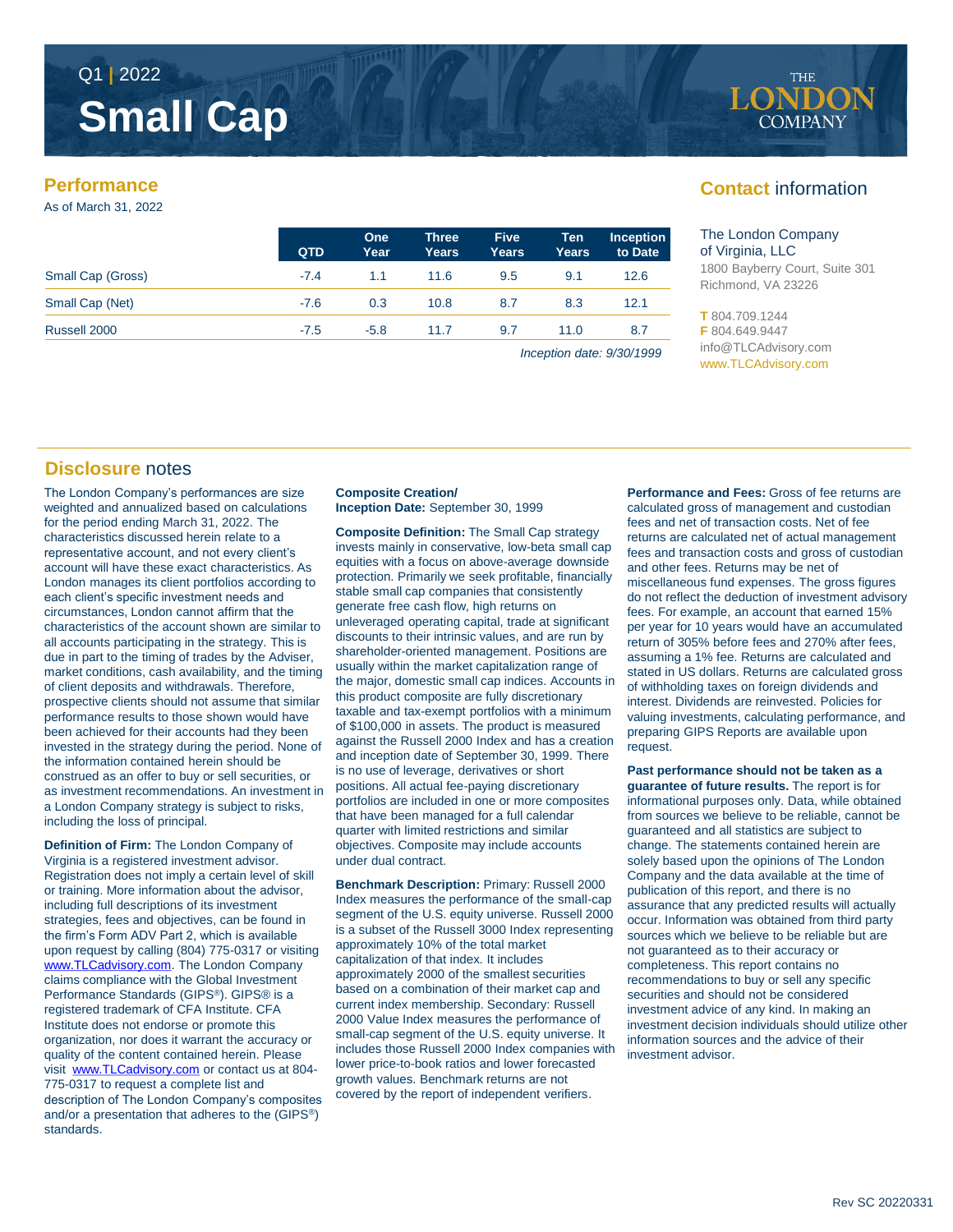Q1 | 2022

# Small Cap

THE LONDON COMPANY

## Performance

As of March 31, 2022

| | QTD | One Year | Three Years | Five Years | Ten Years | Inception to Date |
|---|---|---|---|---|---|---|
| Small Cap (Gross) | -7.4 | 1.1 | 11.6 | 9.5 | 9.1 | 12.6 |
| Small Cap (Net) | -7.6 | 0.3 | 10.8 | 8.7 | 8.3 | 12.1 |
| Russell 2000 | -7.5 | -5.8 | 11.7 | 9.7 | 11.0 | 8.7 |

*Inception date: 9/30/1999*

## Contact information

The London Company
of Virginia, LLC
1800 Bayberry Court, Suite 301
Richmond, VA 23226

T 804.709.1244
F 804.649.9447
info@TLCAdvisory.com
www.TLCAdvisory.com

## Disclosure notes

The London Company's performances are size weighted and annualized based on calculations for the period ending March 31, 2022. The characteristics discussed herein relate to a representative account, and not every client's account will have these exact characteristics. As London manages its client portfolios according to each client's specific investment needs and circumstances, London cannot affirm that the characteristics of the account shown are similar to all accounts participating in the strategy. This is due in part to the timing of trades by the Adviser, market conditions, cash availability, and the timing of client deposits and withdrawals. Therefore, prospective clients should not assume that similar performance results to those shown would have been achieved for their accounts had they been invested in the strategy during the period. None of the information contained herein should be construed as an offer to buy or sell securities, or as investment recommendations. An investment in a London Company strategy is subject to risks, including the loss of principal.

**Definition of Firm:** The London Company of Virginia is a registered investment advisor. Registration does not imply a certain level of skill or training. More information about the advisor, including full descriptions of its investment strategies, fees and objectives, can be found in the firm's Form ADV Part 2, which is available upon request by calling (804) 775-0317 or visiting www.TLCadvisory.com. The London Company claims compliance with the Global Investment Performance Standards (GIPS®). GIPS® is a registered trademark of CFA Institute. CFA Institute does not endorse or promote this organization, nor does it warrant the accuracy or quality of the content contained herein. Please visit www.TLCadvisory.com or contact us at 804-775-0317 to request a complete list and description of The London Company's composites and/or a presentation that adheres to the (GIPS®) standards.

**Composite Creation/ Inception Date:** September 30, 1999

**Composite Definition:** The Small Cap strategy invests mainly in conservative, low-beta small cap equities with a focus on above-average downside protection. Primarily we seek profitable, financially stable small cap companies that consistently generate free cash flow, high returns on unleveraged operating capital, trade at significant discounts to their intrinsic values, and are run by shareholder-oriented management. Positions are usually within the market capitalization range of the major, domestic small cap indices. Accounts in this product composite are fully discretionary taxable and tax-exempt portfolios with a minimum of $100,000 in assets. The product is measured against the Russell 2000 Index and has a creation and inception date of September 30, 1999. There is no use of leverage, derivatives or short positions. All actual fee-paying discretionary portfolios are included in one or more composites that have been managed for a full calendar quarter with limited restrictions and similar objectives. Composite may include accounts under dual contract.

**Benchmark Description:** Primary: Russell 2000 Index measures the performance of the small-cap segment of the U.S. equity universe. Russell 2000 is a subset of the Russell 3000 Index representing approximately 10% of the total market capitalization of that index. It includes approximately 2000 of the smallest securities based on a combination of their market cap and current index membership. Secondary: Russell 2000 Value Index measures the performance of small-cap segment of the U.S. equity universe. It includes those Russell 2000 Index companies with lower price-to-book ratios and lower forecasted growth values. Benchmark returns are not covered by the report of independent verifiers.

**Performance and Fees:** Gross of fee returns are calculated gross of management and custodian fees and net of transaction costs. Net of fee returns are calculated net of actual management fees and transaction costs and gross of custodian and other fees. Returns may be net of miscellaneous fund expenses. The gross figures do not reflect the deduction of investment advisory fees. For example, an account that earned 15% per year for 10 years would have an accumulated return of 305% before fees and 270% after fees, assuming a 1% fee. Returns are calculated and stated in US dollars. Returns are calculated gross of withholding taxes on foreign dividends and interest. Dividends are reinvested. Policies for valuing investments, calculating performance, and preparing GIPS Reports are available upon request.

**Past performance should not be taken as a guarantee of future results.** The report is for informational purposes only. Data, while obtained from sources we believe to be reliable, cannot be guaranteed and all statistics are subject to change. The statements contained herein are solely based upon the opinions of The London Company and the data available at the time of publication of this report, and there is no assurance that any predicted results will actually occur. Information was obtained from third party sources which we believe to be reliable but are not guaranteed as to their accuracy or completeness. This report contains no recommendations to buy or sell any specific securities and should not be considered investment advice of any kind. In making an investment decision individuals should utilize other information sources and the advice of their investment advisor.

Rev SC 20220331